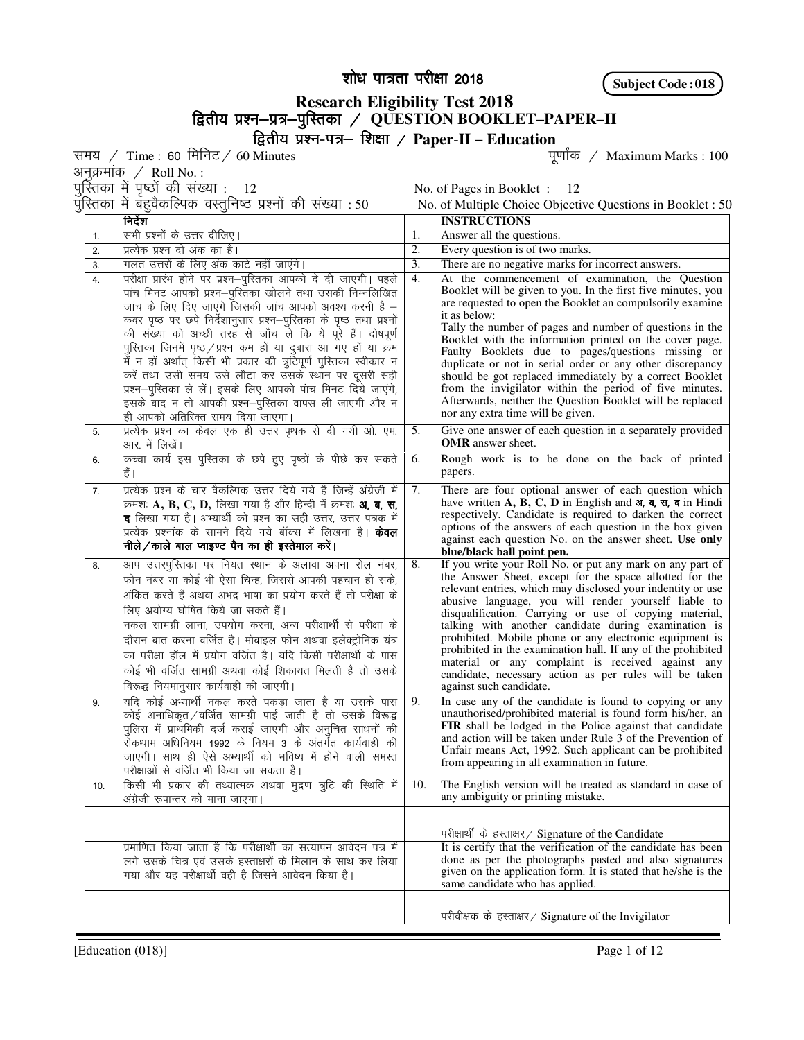# शोध पात्रता परीक्षा 2018

**Subject Code : 018**

## Research Eligibility Test 2018

## द्वितीय प्रश्न–प्रत्र–पुस्तिका / QUESTION BOOKLET–PAPER–II

### द्वितीय प्रश्न-पत्र– शिक्षा / Paper-II – Education

समय / Time : 60 मिनिट / 60 Minutes — पूर्णांक / Maximum Marks : 100

अनुक्रमांक / Roll No. :

पुस्तिका में पृष्ठों की संख्या : 12 — No. of Pages in Booklet : 12

पुस्तिका में बहुवैकल्पिक वस्तुनिष्ठ प्रश्नों की संख्या : 50 — No. of Multiple Choice Objective Questions in Booklet : 50

| | निर्देश | | INSTRUCTIONS |
|---|---|---|---|
| 1. | सभी प्रश्नों के उत्तर दीजिए। | 1. | Answer all the questions. |
| 2. | प्रत्येक प्रश्न दो अंक का है। | 2. | Every question is of two marks. |
| 3. | गलत उत्तरों के लिए अंक काटे नहीं जाएंगे। | 3. | There are no negative marks for incorrect answers. |
| 4. | परीक्षा प्रारंभ होने पर प्रश्न–पुस्तिका आपको दे दी जाएगी। पहले पांच मिनट आपको प्रश्न–पुस्तिका खोलने तथा उसकी निम्नलिखित जांच के लिए दिए जाएंगे जिसकी जांच आपको अवश्य करनी है – कवर पृष्ठ पर छपे निर्देशानुसार प्रश्न–पुस्तिका के पृष्ठ तथा प्रश्नों की संख्या को अच्छी तरह से जाँच ले कि ये पूरे हैं। दोषपूर्ण पुस्तिका जिनमें पृष्ठ/प्रश्न कम हों या दुबारा आ गए हों या क्रम में न हों अर्थात् किसी भी प्रकार की त्रुटिपूर्ण पुस्तिका स्वीकार न करें तथा उसी समय उसे लौटा कर उसके स्थान पर दूसरी सही प्रश्न–पुस्तिका ले लें। इसके लिए आपको पांच मिनट दिये जाएंगे, इसके बाद न तो आपकी प्रश्न–पुस्तिका वापस ली जाएगी और न ही आपको अतिरिक्त समय दिया जाएगा। | 4. | At the commencement of examination, the Question Booklet will be given to you. In the first five minutes, you are requested to open the Booklet an compulsorily examine it as below: Tally the number of pages and number of questions in the Booklet with the information printed on the cover page. Faulty Booklets due to pages/questions missing or duplicate or not in serial order or any other discrepancy should be got replaced immediately by a correct Booklet from the invigilator within the period of five minutes. Afterwards, neither the Question Booklet will be replaced nor any extra time will be given. |
| 5. | प्रत्येक प्रश्न का केवल एक ही उत्तर पृथक से दी गयी ओ. एम. आर. में लिखें। | 5. | Give one answer of each question in a separately provided **OMR** answer sheet. |
| 6. | कच्चा कार्य इस पुस्तिका के छपे हुए पृष्ठों के पीछे कर सकते हैं। | 6. | Rough work is to be done on the back of printed papers. |
| 7. | प्रत्येक प्रश्न के चार वैकल्पिक उत्तर दिये गये हैं जिन्हें अंग्रेजी में क्रमशः **A, B, C, D,** लिखा गया है और हिन्दी में क्रमशः **अ, ब, स, द** लिखा गया है। अभ्यार्थी को प्रश्न का सही उत्तर, उत्तर पत्रक में प्रत्येक प्रश्नांक के सामने दिये गये बॉक्स में लिखना है। **केवल नीले/काले बाल प्वाइण्ट पैन का ही इस्तेमाल करें।** | 7. | There are four optional answer of each question which have written **A, B, C, D** in English and **अ, ब, स, द** in Hindi respectively. Candidate is required to darken the correct options of the answers of each question in the box given against each question No. on the answer sheet. **Use only blue/black ball point pen.** |
| 8. | आप उत्तरपुस्तिका पर नियत स्थान के अलावा अपना रोल नंबर, फोन नंबर या कोई भी ऐसा चिन्ह, जिससे आपकी पहचान हो सके, अंकित करते हैं अथवा अभद्र भाषा का प्रयोग करते हैं तो परीक्षा के लिए अयोग्य घोषित किये जा सकते हैं। नकल सामग्री लाना, उपयोग करना, अन्य परीक्षार्थी से परीक्षा के दौरान बात करना वर्जित है। मोबाइल फोन अथवा इलेक्ट्रोनिक यंत्र का परीक्षा हॉल में प्रयोग वर्जित है। यदि किसी परीक्षार्थी के पास कोई भी वर्जित सामग्री अथवा कोई शिकायत मिलती है तो उसके विरूद्ध नियमानुसार कार्यवाही की जाएगी। | 8. | If you write your Roll No. or put any mark on any part of the Answer Sheet, except for the space allotted for the relevant entries, which may disclosed your indentity or use abusive language, you will render yourself liable to disqualification. Carrying or use of copying material, talking with another candidate during examination is prohibited. Mobile phone or any electronic equipment is prohibited in the examination hall. If any of the prohibited material or any complaint is received against any candidate, necessary action as per rules will be taken against such candidate. |
| 9. | यदि कोई अभ्यार्थी नकल करते पकड़ा जाता है या उसके पास कोई अनाधिकृत/वर्जित सामग्री पाई जाती है तो उसके विरूद्ध पुलिस में प्राथमिकी दर्ज कराई जाएगी और अनुचित साधनों की रोकथाम अधिनियम 1992 के नियम 3 के अंतर्गत कार्यवाही की जाएगी। साथ ही ऐसे अभ्यार्थी को भविष्य में होने वाली समस्त परीक्षाओं से वर्जित भी किया जा सकता है। | 9. | In case any of the candidate is found to copying or any unauthorised/prohibited material is found form his/her, an **FIR** shall be lodged in the Police against that candidate and action will be taken under Rule 3 of the Prevention of Unfair means Act, 1992. Such applicant can be prohibited from appearing in all examination in future. |
| 10. | किसी भी प्रकार की तथ्यात्मक अथवा मुद्रण त्रुटि की स्थिति में अंग्रेजी रूपान्तर को माना जाएगा। | 10. | The English version will be treated as standard in case of any ambiguity or printing mistake. |
| | | | परीक्षार्थी के हस्ताक्षर / Signature of the Candidate |
| | प्रमाणित किया जाता है कि परीक्षार्थी का सत्यापन आवेदन पत्र में लगे उसके चित्र एवं उसके हस्ताक्षरों के मिलान के साथ कर लिया गया और यह परीक्षार्थी वही है जिसने आवेदन किया है। | | It is certify that the verification of the candidate has been done as per the photographs pasted and also signatures given on the application form. It is stated that he/she is the same candidate who has applied. |
| | | | परीवीक्षक के हस्ताक्षर / Signature of the Invigilator |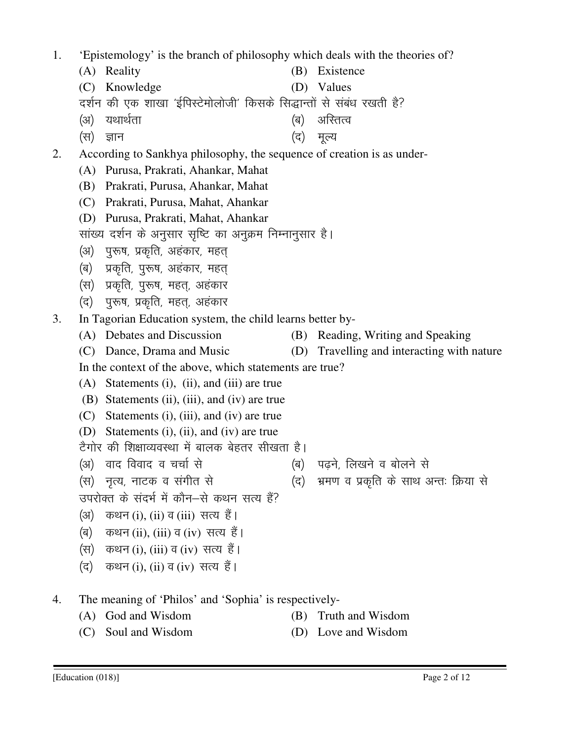1. 'Epistemology' is the branch of philosophy which deals with the theories of?
   (A) Reality
   (B) Existence
   (C) Knowledge
   (D) Values

   दर्शन की एक शाखा 'ईपिस्टेमोलोजी' किसके सिद्धान्तों से संबंध रखती है?
   (अ) यथार्थता
   (ब) अस्तित्व
   (स) ज्ञान
   (द) मूल्य

2. According to Sankhya philosophy, the sequence of creation is as under-
   (A) Purusa, Prakrati, Ahankar, Mahat
   (B) Prakrati, Purusa, Ahankar, Mahat
   (C) Prakrati, Purusa, Mahat, Ahankar
   (D) Purusa, Prakrati, Mahat, Ahankar

   सांख्य दर्शन के अनुसार सृष्टि का अनुक्रम निम्नानुसार है।
   (अ) पुरूष, प्रकृति, अहंकार, महत्
   (ब) प्रकृति, पुरूष, अहंकार, महत्
   (स) प्रकृति, पुरूष, महत्, अहंकार
   (द) पुरूष, प्रकृति, महत्, अहंकार

3. In Tagorian Education system, the child learns better by-
   (A) Debates and Discussion
   (B) Reading, Writing and Speaking
   (C) Dance, Drama and Music
   (D) Travelling and interacting with nature

   In the context of the above, which statements are true?
   (A) Statements (i), (ii), and (iii) are true
   (B) Statements (ii), (iii), and (iv) are true
   (C) Statements (i), (iii), and (iv) are true
   (D) Statements (i), (ii), and (iv) are true

   टैगोर की शिक्षाव्यवस्था में बालक बेहतर सीखता है।
   (अ) वाद विवाद व चर्चा से
   (ब) पढ़ने, लिखने व बोलने से
   (स) नृत्य, नाटक व संगीत से
   (द) भ्रमण व प्रकृति के साथ अन्तः क्रिया से

   उपरोक्त के संदर्भ में कौन–से कथन सत्य हैं?
   (अ) कथन (i), (ii) व (iii) सत्य हैं।
   (ब) कथन (ii), (iii) व (iv) सत्य हैं।
   (स) कथन (i), (iii) व (iv) सत्य हैं।
   (द) कथन (i), (ii) व (iv) सत्य हैं।

4. The meaning of 'Philos' and 'Sophia' is respectively-
   (A) God and Wisdom
   (B) Truth and Wisdom
   (C) Soul and Wisdom
   (D) Love and Wisdom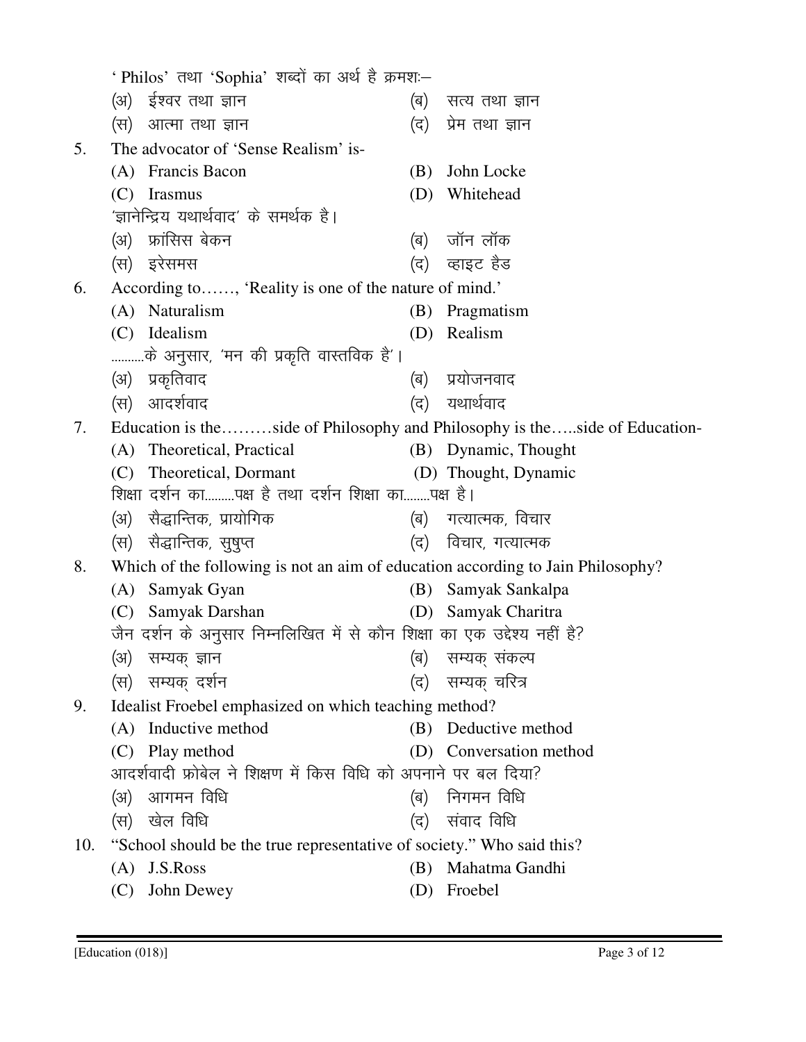' Philos' तथा 'Sophia' शब्दों का अर्थ है क्रमशः–

(अ) ईश्वर तथा ज्ञान (ब) सत्य तथा ज्ञान
(स) आत्मा तथा ज्ञान (द) प्रेम तथा ज्ञान

5. The advocator of 'Sense Realism' is-
 (A) Francis Bacon (B) John Locke
 (C) Irasmus (D) Whitehead

 'ज्ञानेन्द्रिय यथार्थवाद' के समर्थक है।
 (अ) फ्रांसिस बेकन (ब) जॉन लॉक
 (स) इरेसमस (द) व्हाइट हैड

6. According to……, 'Reality is one of the nature of mind.'
 (A) Naturalism (B) Pragmatism
 (C) Idealism (D) Realism

 ..........के अनुसार, 'मन की प्रकृति वास्तविक है'।
 (अ) प्रकृतिवाद (ब) प्रयोजनवाद
 (स) आदर्शवाद (द) यथार्थवाद

7. Education is the………side of Philosophy and Philosophy is the…..side of Education-
 (A) Theoretical, Practical (B) Dynamic, Thought
 (C) Theoretical, Dormant (D) Thought, Dynamic

 शिक्षा दर्शन का.........पक्ष है तथा दर्शन शिक्षा का........पक्ष है।
 (अ) सैद्धान्तिक, प्रायोगिक (ब) गत्यात्मक, विचार
 (स) सैद्धान्तिक, सुषुप्त (द) विचार, गत्यात्मक

8. Which of the following is not an aim of education according to Jain Philosophy?
 (A) Samyak Gyan (B) Samyak Sankalpa
 (C) Samyak Darshan (D) Samyak Charitra

 जैन दर्शन के अनुसार निम्नलिखित में से कौन शिक्षा का एक उद्देश्य नहीं है?
 (अ) सम्यक् ज्ञान (ब) सम्यक् संकल्प
 (स) सम्यक् दर्शन (द) सम्यक् चरित्र

9. Idealist Froebel emphasized on which teaching method?
 (A) Inductive method (B) Deductive method
 (C) Play method (D) Conversation method

 आदर्शवादी फ्रोबेल ने शिक्षण में किस विधि को अपनाने पर बल दिया?
 (अ) आगमन विधि (ब) निगमन विधि
 (स) खेल विधि (द) संवाद विधि

10. "School should be the true representative of society." Who said this?
 (A) J.S.Ross (B) Mahatma Gandhi
 (C) John Dewey (D) Froebel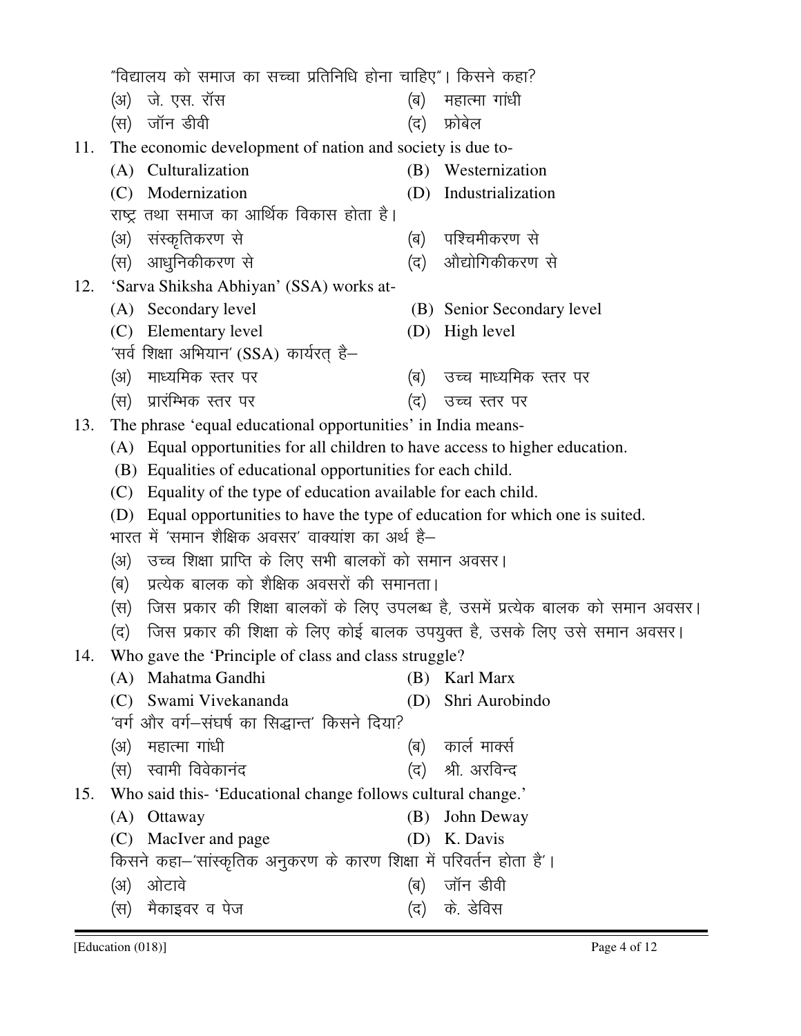"विद्यालय को समाज का सच्चा प्रतिनिधि होना चाहिए"। किसने कहा?

(अ) जे. एस. रॉस (ब) महात्मा गांधी

(स) जॉन डीवी (द) फ्रोबेल

11. The economic development of nation and society is due to-

(A) Culturalization (B) Westernization

(C) Modernization (D) Industrialization

राष्ट्र तथा समाज का आर्थिक विकास होता है।

(अ) संस्कृतिकरण से (ब) पश्चिमीकरण से

(स) आधुनिकीकरण से (द) औद्योगिकीकरण से

12. 'Sarva Shiksha Abhiyan' (SSA) works at-

(A) Secondary level (B) Senior Secondary level

(C) Elementary level (D) High level

'सर्व शिक्षा अभियान' (SSA) कार्यरत् है–

(अ) माध्यमिक स्तर पर (ब) उच्च माध्यमिक स्तर पर

(स) प्रारंम्भिक स्तर पर (द) उच्च स्तर पर

13. The phrase 'equal educational opportunities' in India means-

(A) Equal opportunities for all children to have access to higher education.

(B) Equalities of educational opportunities for each child.

(C) Equality of the type of education available for each child.

(D) Equal opportunities to have the type of education for which one is suited.

भारत में 'समान शैक्षिक अवसर' वाक्यांश का अर्थ है–

(अ) उच्च शिक्षा प्राप्ति के लिए सभी बालकों को समान अवसर।

(ब) प्रत्येक बालक को शैक्षिक अवसरों की समानता।

(स) जिस प्रकार की शिक्षा बालकों के लिए उपलब्ध है, उसमें प्रत्येक बालक को समान अवसर।

(द) जिस प्रकार की शिक्षा के लिए कोई बालक उपयुक्त है, उसके लिए उसे समान अवसर।

14. Who gave the 'Principle of class and class struggle?

(A) Mahatma Gandhi (B) Karl Marx

(C) Swami Vivekananda (D) Shri Aurobindo

'वर्ग और वर्ग–संघर्ष का सिद्धान्त' किसने दिया?

(अ) महात्मा गांधी (ब) कार्ल मार्क्स

(स) स्वामी विवेकानंद (द) श्री. अरविन्द

15. Who said this- 'Educational change follows cultural change.'

(A) Ottaway (B) John Deway

(C) MacIver and page (D) K. Davis

किसने कहा–'सांस्कृतिक अनुकरण के कारण शिक्षा में परिवर्तन होता है'।

(अ) ओटावे (ब) जॉन डीवी

(स) मैकाइवर व पेज (द) के. डेविस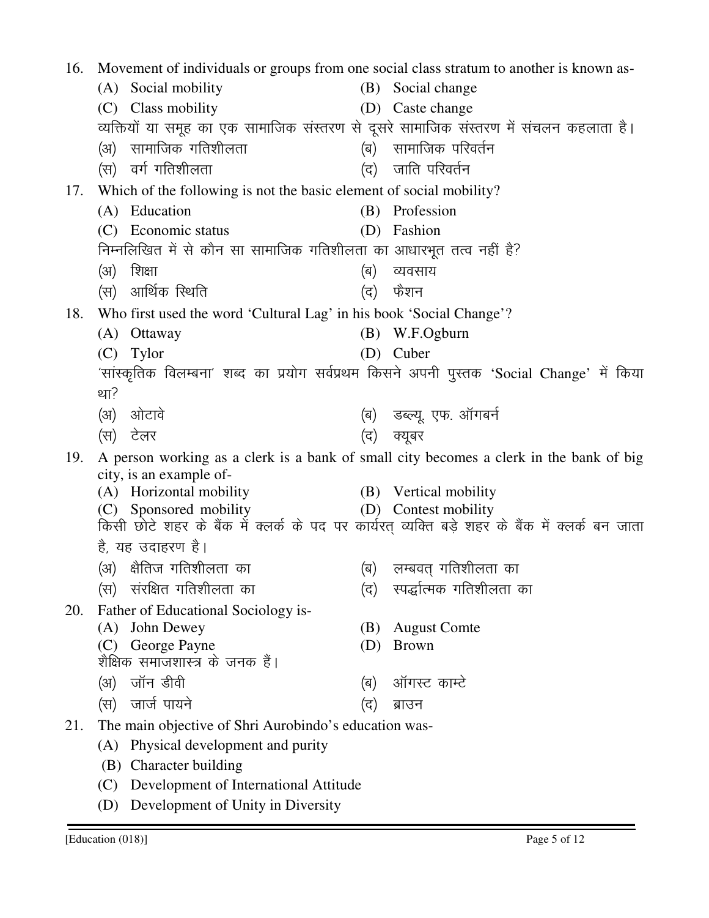16. Movement of individuals or groups from one social class stratum to another is known as-
    (A) Social mobility (B) Social change
    (C) Class mobility (D) Caste change
    व्यक्तियों या समूह का एक सामाजिक संस्तरण से दूसरे सामाजिक संस्तरण में संचलन कहलाता है।
    (अ) सामाजिक गतिशीलता (ब) सामाजिक परिवर्तन
    (स) वर्ग गतिशीलता (द) जाति परिवर्तन

17. Which of the following is not the basic element of social mobility?
    (A) Education (B) Profession
    (C) Economic status (D) Fashion
    निम्नलिखित में से कौन सा सामाजिक गतिशीलता का आधारभूत तत्व नहीं है?
    (अ) शिक्षा (ब) व्यवसाय
    (स) आर्थिक स्थिति (द) फैशन

18. Who first used the word 'Cultural Lag' in his book 'Social Change'?
    (A) Ottaway (B) W.F.Ogburn
    (C) Tylor (D) Cuber
    'सांस्कृतिक विलम्बना' शब्द का प्रयोग सर्वप्रथम किसने अपनी पुस्तक 'Social Change' में किया था?
    (अ) ओटावे (ब) डब्ल्यू. एफ. ऑगबर्न
    (स) टेलर (द) क्यूबर

19. A person working as a clerk is a bank of small city becomes a clerk in the bank of big city, is an example of-
    (A) Horizontal mobility (B) Vertical mobility
    (C) Sponsored mobility (D) Contest mobility
    किसी छोटे शहर के बैंक में क्लर्क के पद पर कार्यरत् व्यक्ति बड़े शहर के बैंक में क्लर्क बन जाता है, यह उदाहरण है।
    (अ) क्षैतिज गतिशीलता का (ब) लम्बवत् गतिशीलता का
    (स) संरक्षित गतिशीलता का (द) स्पर्द्धात्मक गतिशीलता का

20. Father of Educational Sociology is-
    (A) John Dewey (B) August Comte
    (C) George Payne (D) Brown
    शैक्षिक समाजशास्त्र के जनक हैं।
    (अ) जॉन डीवी (ब) ऑगस्ट काम्टे
    (स) जार्ज पायने (द) ब्राउन

21. The main objective of Shri Aurobindo's education was-
    (A) Physical development and purity
    (B) Character building
    (C) Development of International Attitude
    (D) Development of Unity in Diversity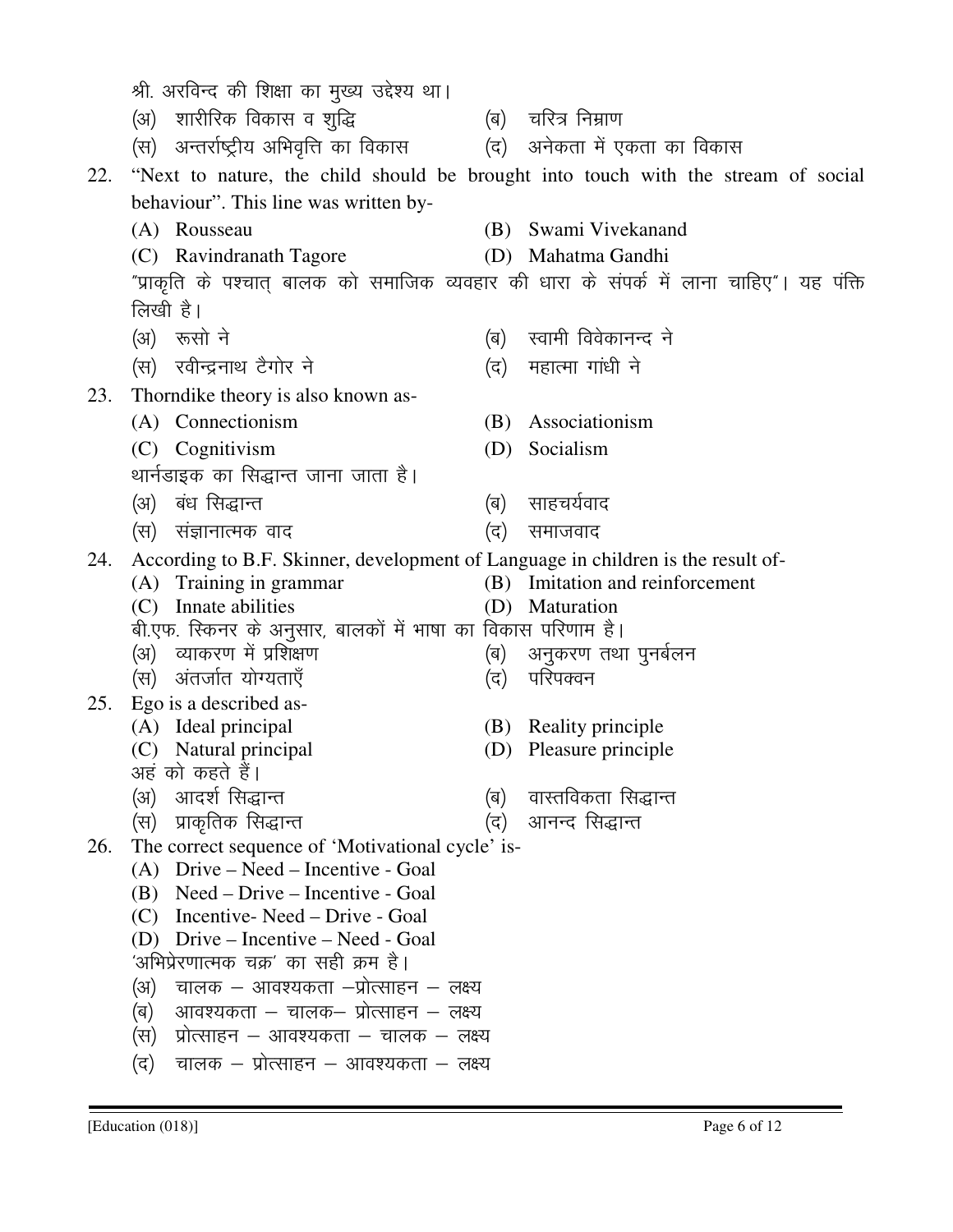श्री. अरविन्द की शिक्षा का मुख्य उद्देश्य था।

(अ) शारीरिक विकास व शुद्धि
(ब) चरित्र निम्राण
(स) अन्तर्राष्ट्रीय अभिवृत्ति का विकास
(द) अनेकता में एकता का विकास

22. "Next to nature, the child should be brought into touch with the stream of social behaviour". This line was written by-

(A) Rousseau
(B) Swami Vivekanand
(C) Ravindranath Tagore
(D) Mahatma Gandhi

"प्राकृति के पश्चात् बालक को समाजिक व्यवहार की धारा के संपर्क में लाना चाहिए"। यह पंक्ति लिखी है।

(अ) रूसो ने
(ब) स्वामी विवेकानन्द ने
(स) रवीन्द्रनाथ टैगोर ने
(द) महात्मा गांधी ने

23. Thorndike theory is also known as-

(A) Connectionism
(B) Associationism
(C) Cognitivism
(D) Socialism

थार्नडाइक का सिद्धान्त जाना जाता है।

(अ) बंध सिद्धान्त
(ब) साहचर्यवाद
(स) संज्ञानात्मक वाद
(द) समाजवाद

24. According to B.F. Skinner, development of Language in children is the result of-

(A) Training in grammar
(B) Imitation and reinforcement
(C) Innate abilities
(D) Maturation

बी.एफ. स्किनर के अनुसार, बालकों में भाषा का विकास परिणाम है।

(अ) व्याकरण में प्रशिक्षण
(ब) अनुकरण तथा पुनर्बलन
(स) अंतर्जात योग्यताएँ
(द) परिपक्वन

25. Ego is a described as-

(A) Ideal principal
(B) Reality principle
(C) Natural principal
(D) Pleasure principle

अहं को कहते हैं।

(अ) आदर्श सिद्धान्त
(ब) वास्तविकता सिद्धान्त
(स) प्राकृतिक सिद्धान्त
(द) आनन्द सिद्धान्त

26. The correct sequence of 'Motivational cycle' is-

(A) Drive – Need – Incentive - Goal
(B) Need – Drive – Incentive - Goal
(C) Incentive- Need – Drive - Goal
(D) Drive – Incentive – Need - Goal

'अभिप्रेरणात्मक चक्र' का सही क्रम है।

(अ) चालक – आवश्यकता –प्रोत्साहन – लक्ष्य
(ब) आवश्यकता – चालक– प्रोत्साहन – लक्ष्य
(स) प्रोत्साहन – आवश्यकता – चालक – लक्ष्य
(द) चालक – प्रोत्साहन – आवश्यकता – लक्ष्य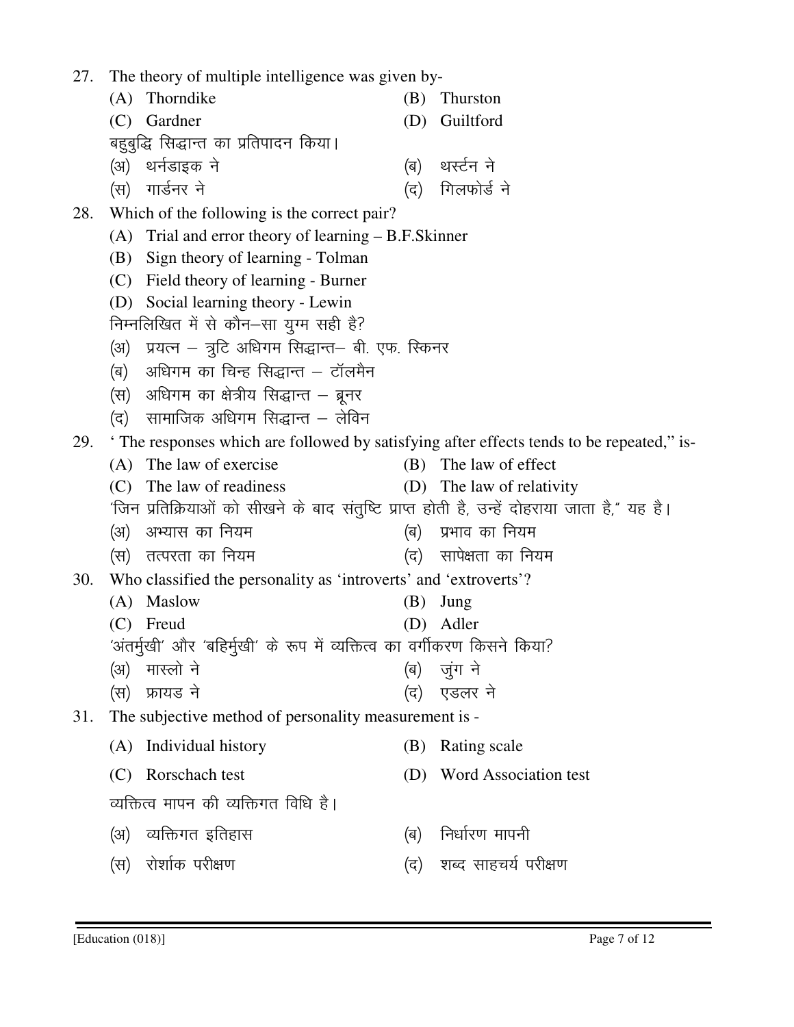27. The theory of multiple intelligence was given by-

    (A) Thorndike (B) Thurston

    (C) Gardner (D) Guiltford

    बहुबुद्धि सिद्धान्त का प्रतिपादन किया।

    (अ) थर्नडाइक ने (ब) थर्स्टन ने

    (स) गार्डनर ने (द) गिलफोर्ड ने

28. Which of the following is the correct pair?

    (A) Trial and error theory of learning – B.F.Skinner

    (B) Sign theory of learning - Tolman

    (C) Field theory of learning - Burner

    (D) Social learning theory - Lewin

    निम्नलिखित में से कौन–सा युग्म सही है?

    (अ) प्रयत्न – त्रुटि अधिगम सिद्धान्त– बी. एफ. स्किनर

    (ब) अधिगम का चिन्ह सिद्धान्त – टॉलमैन

    (स) अधिगम का क्षेत्रीय सिद्धान्त – ब्रूनर

    (द) सामाजिक अधिगम सिद्धान्त – लेविन

29. ' The responses which are followed by satisfying after effects tends to be repeated," is-

    (A) The law of exercise (B) The law of effect

    (C) The law of readiness (D) The law of relativity

    'जिन प्रतिक्रियाओं को सीखने के बाद संतुष्टि प्राप्त होती है, उन्हें दोहराया जाता है," यह है।

    (अ) अभ्यास का नियम (ब) प्रभाव का नियम

    (स) तत्परता का नियम (द) सापेक्षता का नियम

30. Who classified the personality as 'introverts' and 'extroverts'?

    (A) Maslow (B) Jung

    (C) Freud (D) Adler

    'अंतर्मुखी' और 'बहिर्मुखी' के रूप में व्यक्तित्व का वर्गीकरण किसने किया?

    (अ) मास्लो ने (ब) जुंग ने

    (स) फ्रायड ने (द) एडलर ने

31. The subjective method of personality measurement is -

    (A) Individual history (B) Rating scale

    (C) Rorschach test (D) Word Association test

    व्यक्तित्व मापन की व्यक्तिगत विधि है।

    (अ) व्यक्तिगत इतिहास (ब) निर्धारण मापनी

    (स) रोर्शाक परीक्षण (द) शब्द साहचर्य परीक्षण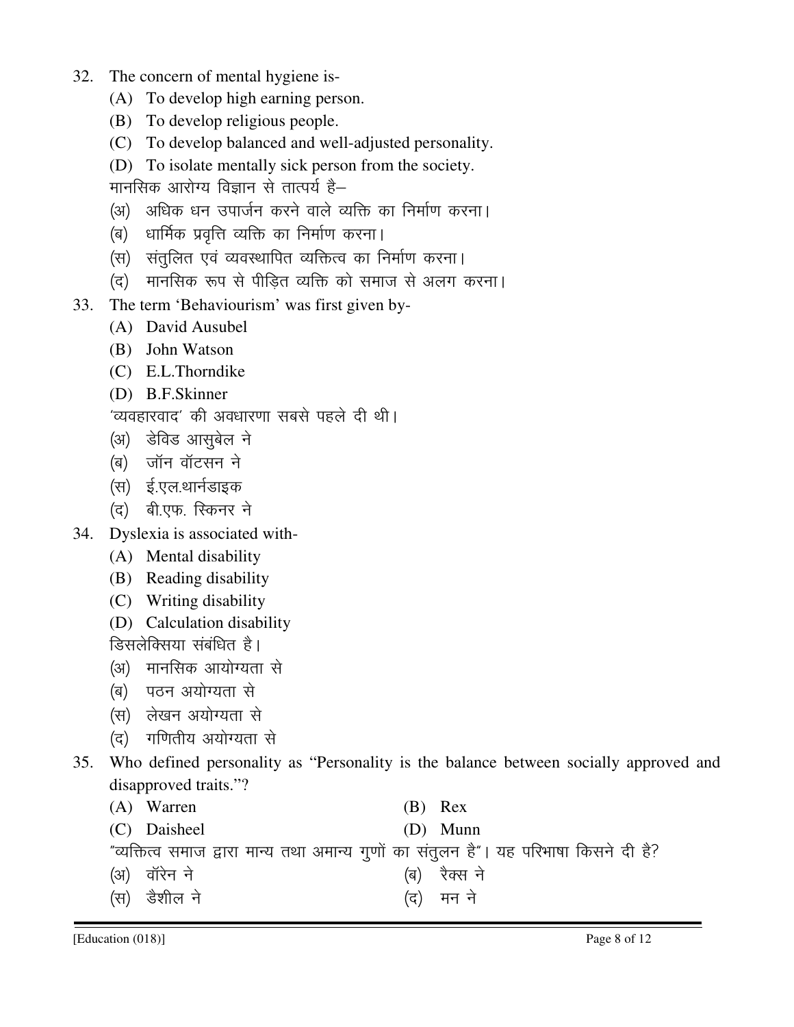32. The concern of mental hygiene is-
    (A) To develop high earning person.
    (B) To develop religious people.
    (C) To develop balanced and well-adjusted personality.
    (D) To isolate mentally sick person from the society.

    मानसिक आरोग्य विज्ञान से तात्पर्य है–
    (अ) अधिक धन उपार्जन करने वाले व्यक्ति का निर्माण करना।
    (ब) धार्मिक प्रवृत्ति व्यक्ति का निर्माण करना।
    (स) संतुलित एवं व्यवस्थापित व्यक्तित्व का निर्माण करना।
    (द) मानसिक रूप से पीड़ित व्यक्ति को समाज से अलग करना।

33. The term 'Behaviourism' was first given by-
    (A) David Ausubel
    (B) John Watson
    (C) E.L.Thorndike
    (D) B.F.Skinner

    'व्यवहारवाद' की अवधारणा सबसे पहले दी थी।
    (अ) डेविड आसुबेल ने
    (ब) जॉन वॉटसन ने
    (स) ई.एल.थार्नडाइक
    (द) बी.एफ. स्किनर ने

34. Dyslexia is associated with-
    (A) Mental disability
    (B) Reading disability
    (C) Writing disability
    (D) Calculation disability

    डिसलेक्सिया संबंधित है।
    (अ) मानसिक आयोग्यता से
    (ब) पठन अयोग्यता से
    (स) लेखन अयोग्यता से
    (द) गणितीय अयोग्यता से

35. Who defined personality as "Personality is the balance between socially approved and disapproved traits."?
    (A) Warren
    (B) Rex
    (C) Daisheel
    (D) Munn

    "व्यक्तित्व समाज द्वारा मान्य तथा अमान्य गुणों का संतुलन है"। यह परिभाषा किसने दी है?
    (अ) वॉरेन ने
    (ब) रैक्स ने
    (स) डैशील ने
    (द) मन ने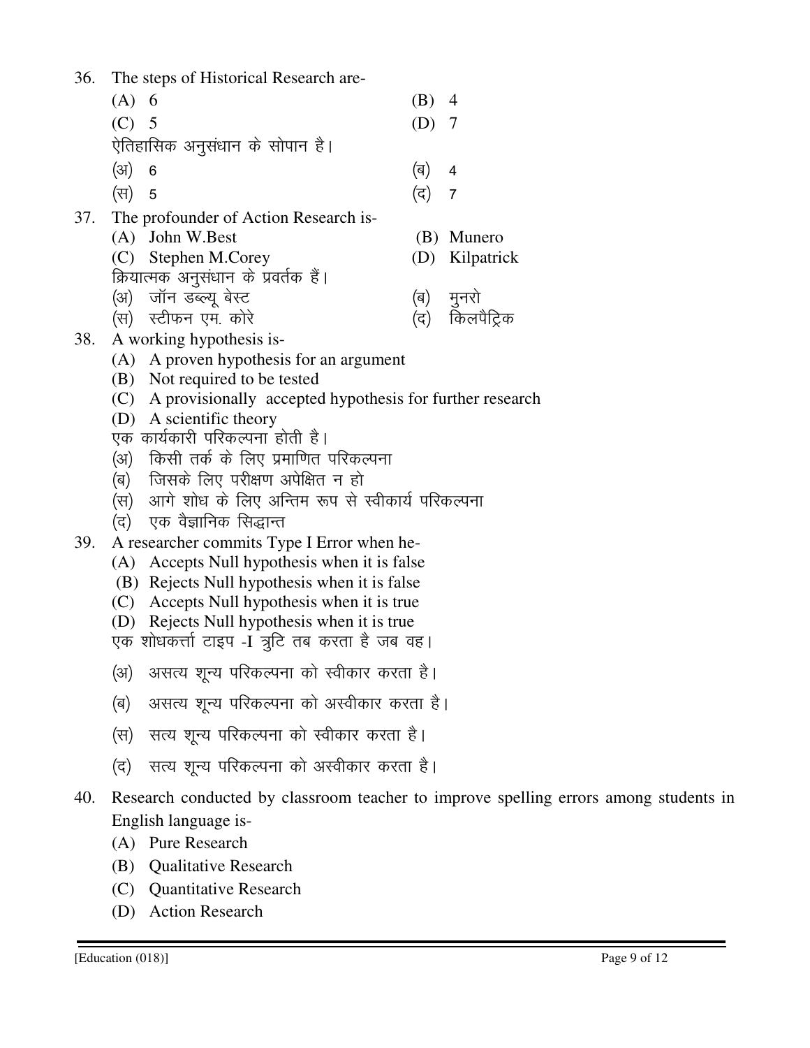36. The steps of Historical Research are-

(A) 6 (B) 4

(C) 5 (D) 7

ऐतिहासिक अनुसंधान के सोपान है।

(अ) 6 (ब) 4

(स) 5 (द) 7

37. The profounder of Action Research is-

(A) John W.Best (B) Munero

(C) Stephen M.Corey (D) Kilpatrick

क्रियात्मक अनुसंधान के प्रवर्तक हैं।

(अ) जॉन डब्ल्यू बेस्ट (ब) मुनरो

(स) स्टीफन एम. कोरे (द) किलपैट्रिक

38. A working hypothesis is-

(A) A proven hypothesis for an argument

(B) Not required to be tested

(C) A provisionally accepted hypothesis for further research

(D) A scientific theory

एक कार्यकारी परिकल्पना होती है।

(अ) किसी तर्क के लिए प्रमाणित परिकल्पना

(ब) जिसके लिए परीक्षण अपेक्षित न हो

(स) आगे शोध के लिए अन्तिम रूप से स्वीकार्य परिकल्पना

(द) एक वैज्ञानिक सिद्धान्त

39. A researcher commits Type I Error when he-

(A) Accepts Null hypothesis when it is false

(B) Rejects Null hypothesis when it is false

(C) Accepts Null hypothesis when it is true

(D) Rejects Null hypothesis when it is true

एक शोधकर्त्ता टाइप -I त्रुटि तब करता है जब वह।

(अ) असत्य शून्य परिकल्पना को स्वीकार करता है।

(ब) असत्य शून्य परिकल्पना को अस्वीकार करता है।

(स) सत्य शून्य परिकल्पना को स्वीकार करता है।

(द) सत्य शून्य परिकल्पना को अस्वीकार करता है।

40. Research conducted by classroom teacher to improve spelling errors among students in English language is-

(A) Pure Research

(B) Qualitative Research

(C) Quantitative Research

(D) Action Research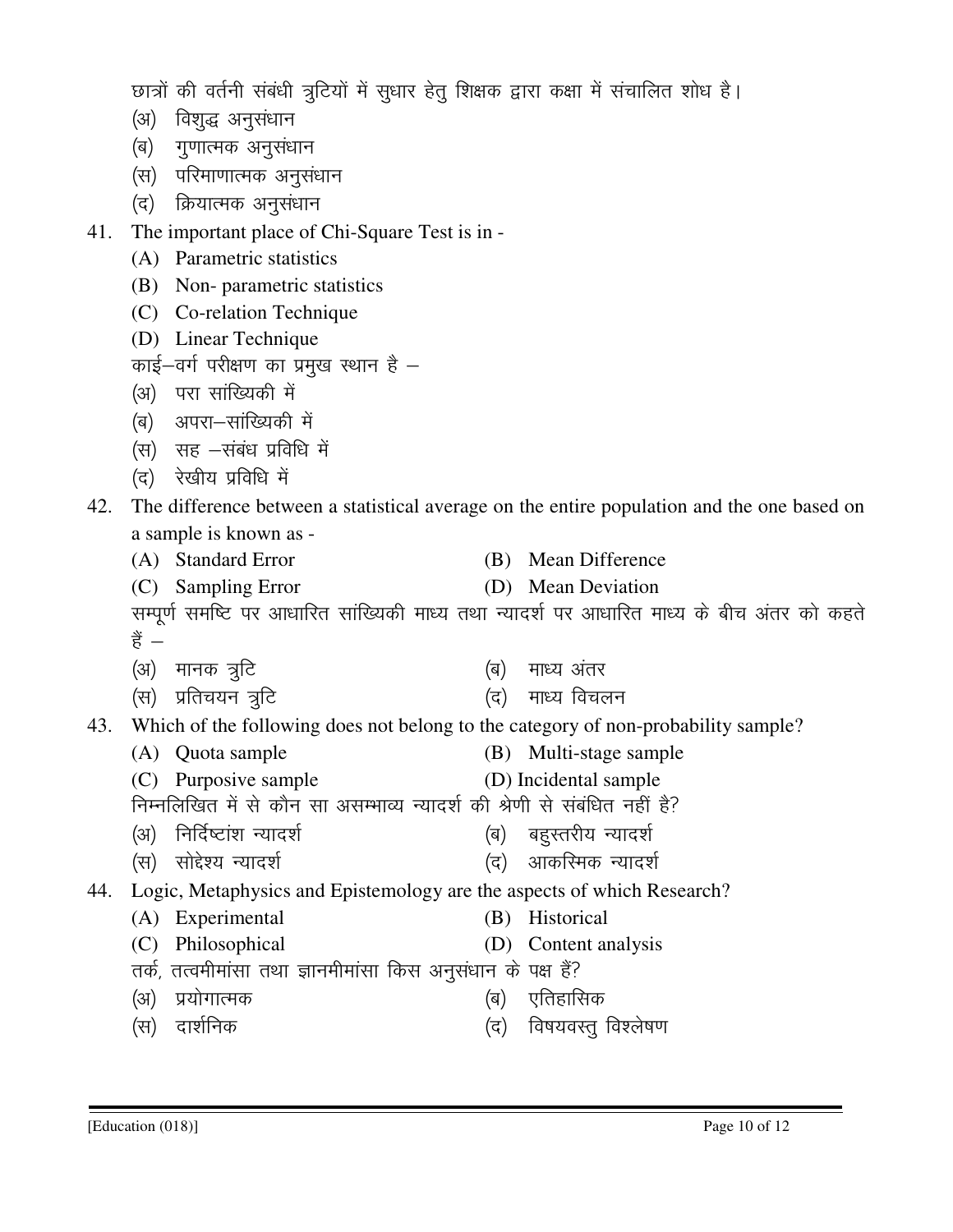छात्रों की वर्तनी संबंधी त्रुटियों में सुधार हेतु शिक्षक द्वारा कक्षा में संचालित शोध है।

(अ) विशुद्ध अनुसंधान
(ब) गुणात्मक अनुसंधान
(स) परिमाणात्मक अनुसंधान
(द) क्रियात्मक अनुसंधान

41. The important place of Chi-Square Test is in -
   (A) Parametric statistics
   (B) Non- parametric statistics
   (C) Co-relation Technique
   (D) Linear Technique

   काई–वर्ग परीक्षण का प्रमुख स्थान है –
   (अ) परा सांख्यिकी में
   (ब) अपरा–सांख्यिकी में
   (स) सह –संबंध प्रविधि में
   (द) रेखीय प्रविधि में

42. The difference between a statistical average on the entire population and the one based on a sample is known as -
   (A) Standard Error
   (B) Mean Difference
   (C) Sampling Error
   (D) Mean Deviation

   सम्पूर्ण समष्टि पर आधारित सांख्यिकी माध्य तथा न्यादर्श पर आधारित माध्य के बीच अंतर को कहते हैं –
   (अ) मानक त्रुटि
   (ब) माध्य अंतर
   (स) प्रतिचयन त्रुटि
   (द) माध्य विचलन

43. Which of the following does not belong to the category of non-probability sample?
   (A) Quota sample
   (B) Multi-stage sample
   (C) Purposive sample
   (D) Incidental sample

   निम्नलिखित में से कौन सा असम्भाव्य न्यादर्श की श्रेणी से संबंधित नहीं है?
   (अ) निर्दिष्टांश न्यादर्श
   (ब) बहुस्तरीय न्यादर्श
   (स) सोद्देश्य न्यादर्श
   (द) आकस्मिक न्यादर्श

44. Logic, Metaphysics and Epistemology are the aspects of which Research?
   (A) Experimental
   (B) Historical
   (C) Philosophical
   (D) Content analysis

   तर्क, तत्वमीमांसा तथा ज्ञानमीमांसा किस अनुसंधान के पक्ष हैं?
   (अ) प्रयोगात्मक
   (ब) एतिहासिक
   (स) दार्शनिक
   (द) विषयवस्तु विश्लेषण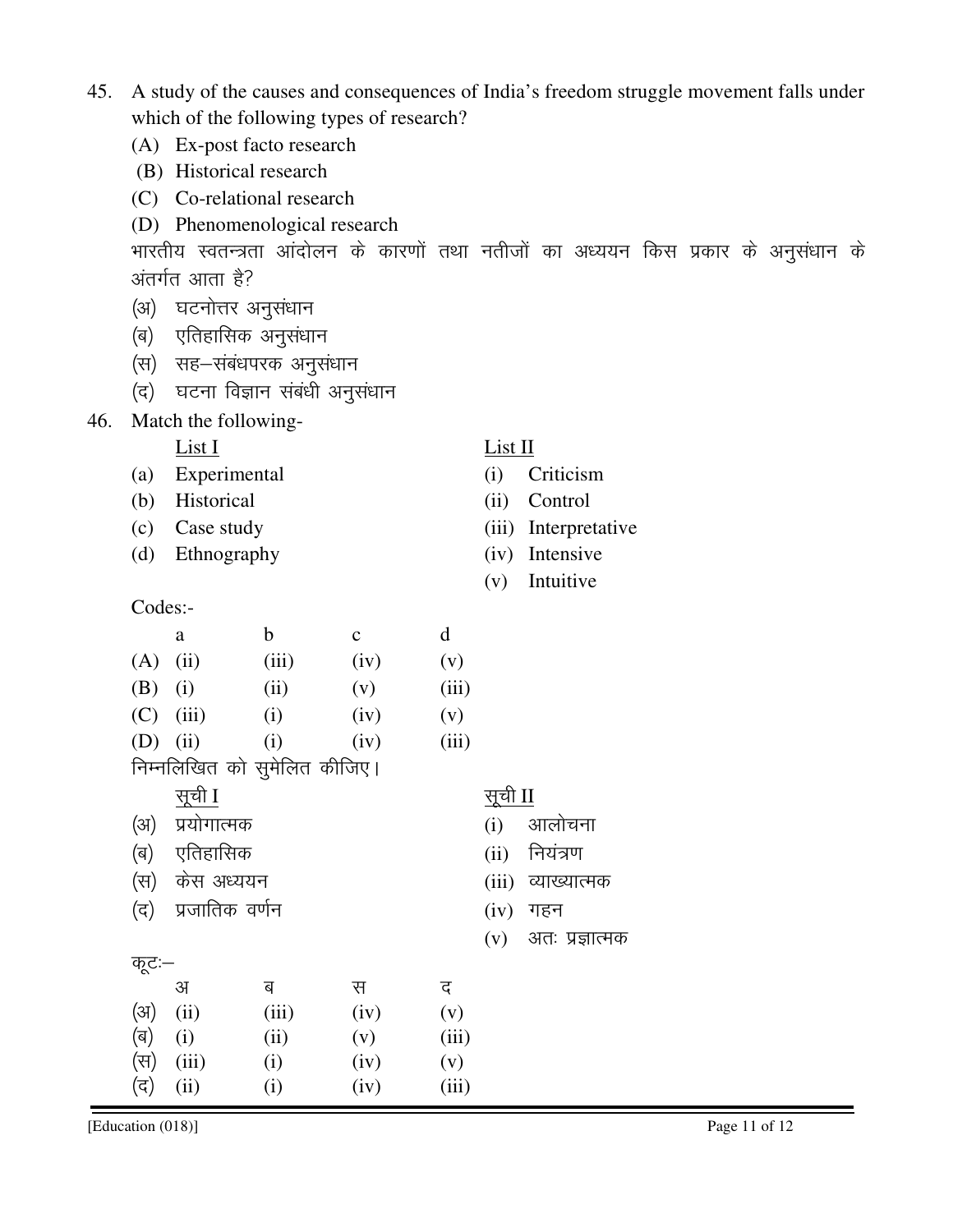45. A study of the causes and consequences of India's freedom struggle movement falls under which of the following types of research?

    (A) Ex-post facto research

    (B) Historical research

    (C) Co-relational research

    (D) Phenomenological research

    भारतीय स्वतन्त्रता आंदोलन के कारणों तथा नतीजों का अध्ययन किस प्रकार के अनुसंधान के अंतर्गत आता है?

    (अ) घटनोत्तर अनुसंधान

    (ब) एतिहासिक अनुसंधान

    (स) सह–संबंधपरक अनुसंधान

    (द) घटना विज्ञान संबंधी अनुसंधान

46. Match the following-

| | List I | | List II |
|---|---|---|---|
| (a) | Experimental | (i) | Criticism |
| (b) | Historical | (ii) | Control |
| (c) | Case study | (iii) | Interpretative |
| (d) | Ethnography | (iv) | Intensive |
| | | (v) | Intuitive |

Codes:-

| | a | b | c | d |
|---|---|---|---|---|
| (A) | (ii) | (iii) | (iv) | (v) |
| (B) | (i) | (ii) | (v) | (iii) |
| (C) | (iii) | (i) | (iv) | (v) |
| (D) | (ii) | (i) | (iv) | (iii) |

निम्नलिखित को सुमेलित कीजिए।

| | सूची I | | सूची II |
|---|---|---|---|
| (अ) | प्रयोगात्मक | (i) | आलोचना |
| (ब) | एतिहासिक | (ii) | नियंत्रण |
| (स) | केस अध्ययन | (iii) | व्याख्यात्मक |
| (द) | प्रजातिक वर्णन | (iv) | गहन |
| | | (v) | अतः प्रज्ञात्मक |

कूटः–

| | अ | ब | स | द |
|---|---|---|---|---|
| (अ) | (ii) | (iii) | (iv) | (v) |
| (ब) | (i) | (ii) | (v) | (iii) |
| (स) | (iii) | (i) | (iv) | (v) |
| (द) | (ii) | (i) | (iv) | (iii) |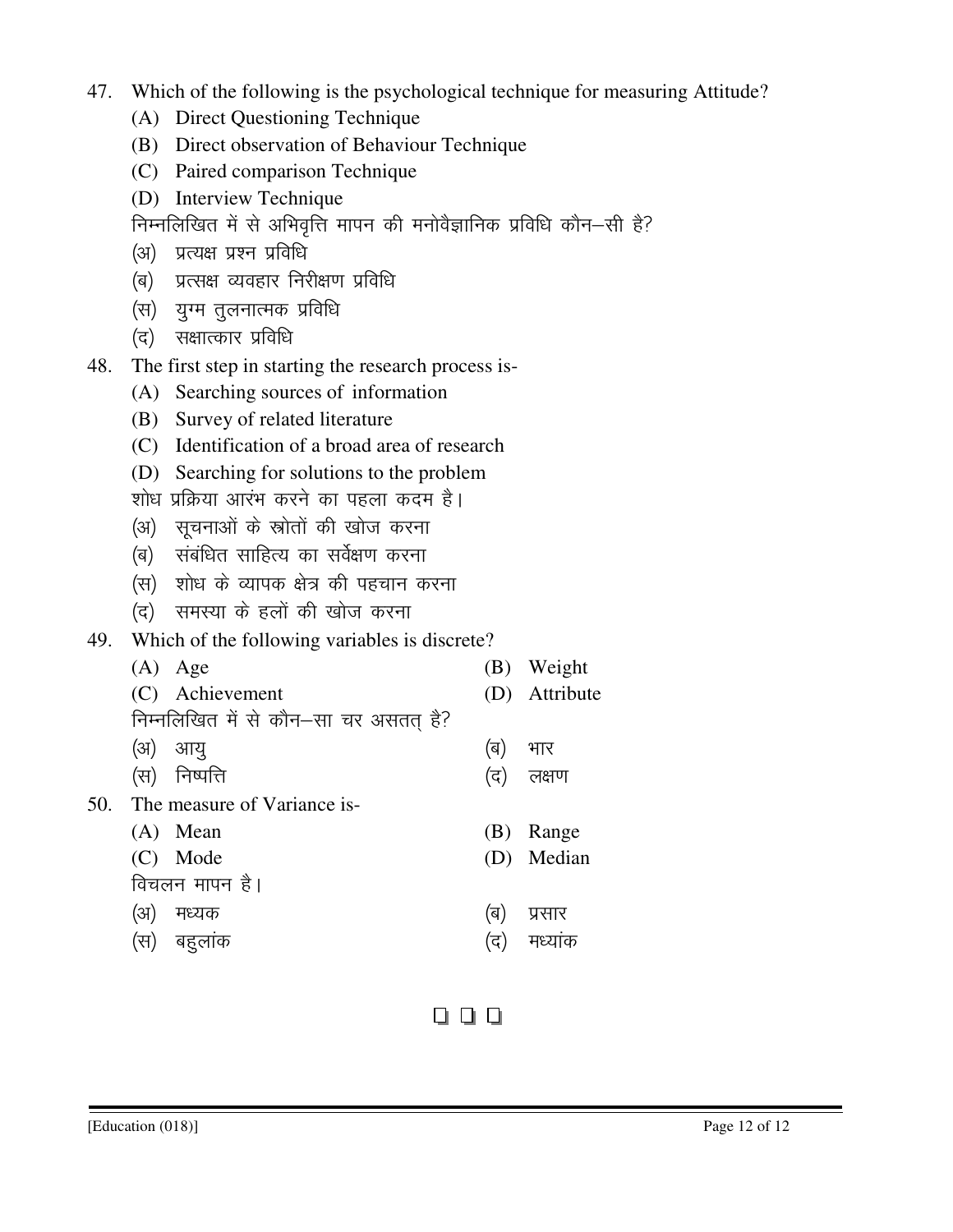47. Which of the following is the psychological technique for measuring Attitude?
    (A) Direct Questioning Technique
    (B) Direct observation of Behaviour Technique
    (C) Paired comparison Technique
    (D) Interview Technique

    निम्नलिखित में से अभिवृत्ति मापन की मनोवैज्ञानिक प्रविधि कौन–सी है?
    (अ) प्रत्यक्ष प्रश्न प्रविधि
    (ब) प्रत्सक्ष व्यवहार निरीक्षण प्रविधि
    (स) युग्म तुलनात्मक प्रविधि
    (द) सक्षात्कार प्रविधि

48. The first step in starting the research process is-
    (A) Searching sources of information
    (B) Survey of related literature
    (C) Identification of a broad area of research
    (D) Searching for solutions to the problem

    शोध प्रक्रिया आरंभ करने का पहला कदम है।
    (अ) सूचनाओं के स्रोतों की खोज करना
    (ब) संबंधित साहित्य का सर्वेक्षण करना
    (स) शोध के व्यापक क्षेत्र की पहचान करना
    (द) समस्या के हलों की खोज करना

49. Which of the following variables is discrete?
    (A) Age
    (B) Weight
    (C) Achievement
    (D) Attribute

    निम्नलिखित में से कौन–सा चर असतत् है?
    (अ) आयु
    (ब) भार
    (स) निष्पत्ति
    (द) लक्षण

50. The measure of Variance is-
    (A) Mean
    (B) Range
    (C) Mode
    (D) Median

    विचलन मापन है।
    (अ) मध्यक
    (ब) प्रसार
    (स) बहुलांक
    (द) मध्यांक